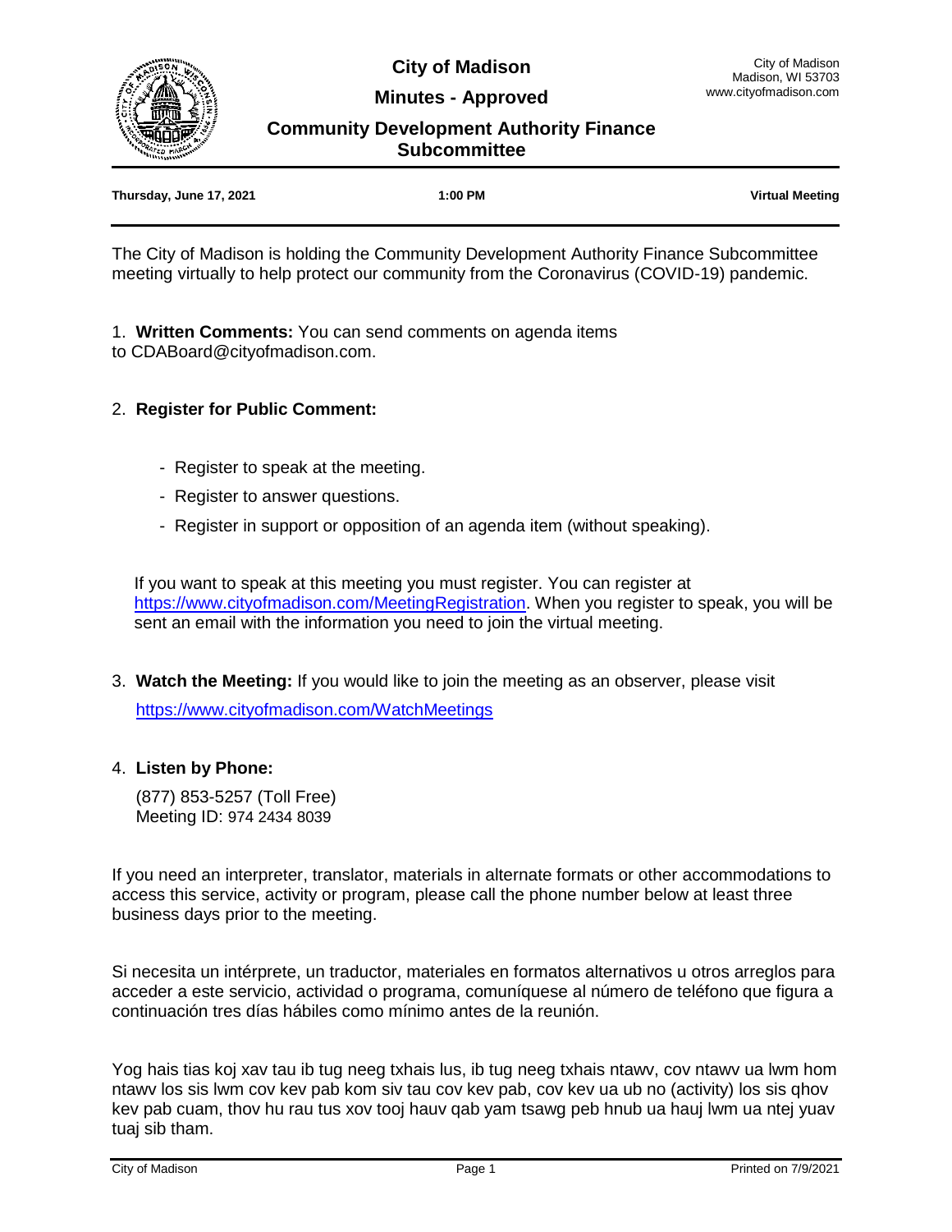# City of Madison

City of Madison
Madison, WI 53703
www.cityofmadison.com

## Minutes - Approved

## Community Development Authority Finance Subcommittee

**Thursday, June 17, 2021** | **1:00 PM** | **Virtual Meeting**

---

The City of Madison is holding the Community Development Authority Finance Subcommittee meeting virtually to help protect our community from the Coronavirus (COVID-19) pandemic.

1. **Written Comments:** You can send comments on agenda items to CDABoard@cityofmadison.com.

2. **Register for Public Comment:**

   - Register to speak at the meeting.
   - Register to answer questions.
   - Register in support or opposition of an agenda item (without speaking).

   If you want to speak at this meeting you must register. You can register at https://www.cityofmadison.com/MeetingRegistration. When you register to speak, you will be sent an email with the information you need to join the virtual meeting.

3. **Watch the Meeting:** If you would like to join the meeting as an observer, please visit https://www.cityofmadison.com/WatchMeetings

4. **Listen by Phone:**

   (877) 853-5257 (Toll Free)
   Meeting ID: 974 2434 8039

If you need an interpreter, translator, materials in alternate formats or other accommodations to access this service, activity or program, please call the phone number below at least three business days prior to the meeting.

Si necesita un intérprete, un traductor, materiales en formatos alternativos u otros arreglos para acceder a este servicio, actividad o programa, comuníquese al número de teléfono que figura a continuación tres días hábiles como mínimo antes de la reunión.

Yog hais tias koj xav tau ib tug neeg txhais lus, ib tug neeg txhais ntawv, cov ntawv ua lwm hom ntawv los sis lwm cov kev pab kom siv tau cov kev pab, cov kev ua ub no (activity) los sis qhov kev pab cuam, thov hu rau tus xov tooj hauv qab yam tsawg peb hnub ua hauj lwm ua ntej yuav tuaj sib tham.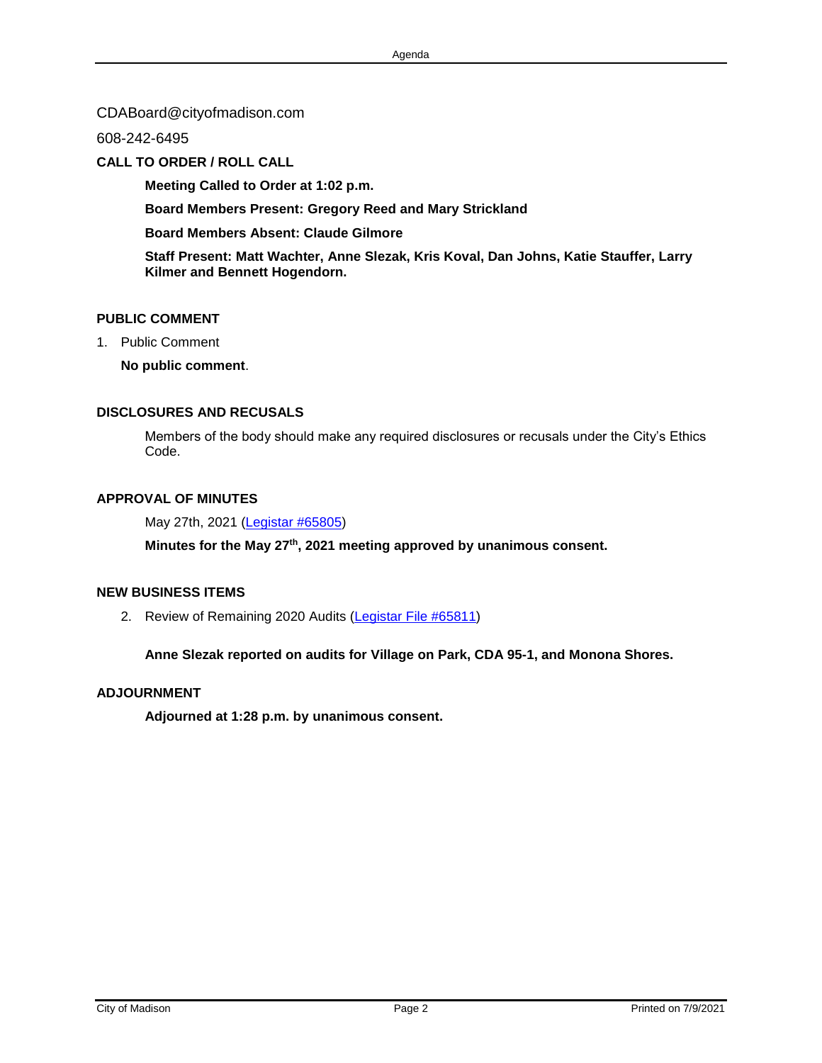CDABoard@cityofmadison.com

608-242-6495

**CALL TO ORDER / ROLL CALL**

**Meeting Called to Order at 1:02 p.m.**

**Board Members Present: Gregory Reed and Mary Strickland**

**Board Members Absent: Claude Gilmore**

**Staff Present: Matt Wachter, Anne Slezak, Kris Koval, Dan Johns, Katie Stauffer, Larry Kilmer and Bennett Hogendorn.**

**PUBLIC COMMENT**

1. Public Comment

   **No public comment**.

**DISCLOSURES AND RECUSALS**

Members of the body should make any required disclosures or recusals under the City's Ethics Code.

**APPROVAL OF MINUTES**

May 27th, 2021 (Legistar #65805)

**Minutes for the May 27th, 2021 meeting approved by unanimous consent.**

**NEW BUSINESS ITEMS**

2. Review of Remaining 2020 Audits (Legistar File #65811)

   **Anne Slezak reported on audits for Village on Park, CDA 95-1, and Monona Shores.**

**ADJOURNMENT**

**Adjourned at 1:28 p.m. by unanimous consent.**